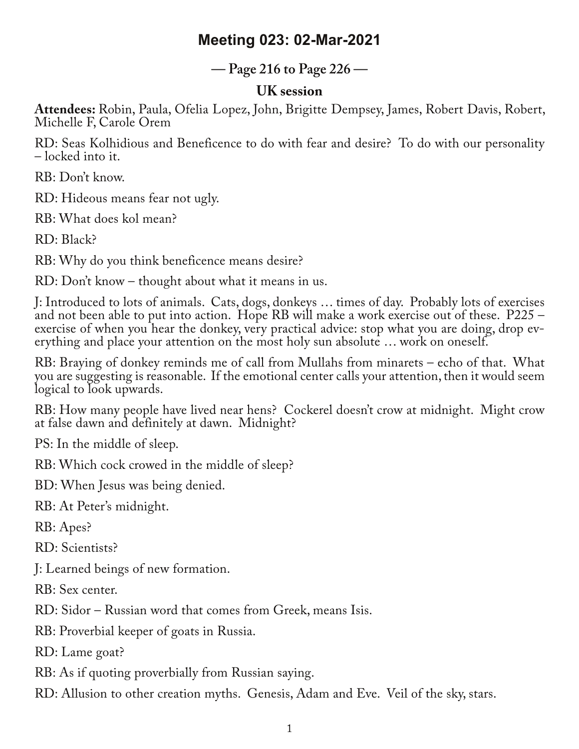# Meeting 023: 02-Mar-2021

## — Page 216 to Page 226 —

### UK session

**Attendees:** Robin, Paula, Ofelia Lopez, John, Brigitte Dempsey, James, Robert Davis, Robert, Michelle F, Carole Orem

RD: Seas Kolhidious and Beneficence to do with fear and desire? To do with our personality – locked into it.

RB: Don't know.

RD: Hideous means fear not ugly.

RB: What does kol mean?

RD: Black?

RB: Why do you think beneficence means desire?

RD: Don't know – thought about what it means in us.

J: Introduced to lots of animals. Cats, dogs, donkeys … times of day. Probably lots of exercises and not been able to put into action. Hope RB will make a work exercise out of these. P225 – exercise of when you hear the donkey, very practical advice: stop what you are doing, drop everything and place your attention on the most holy sun absolute … work on oneself.

RB: Braying of donkey reminds me of call from Mullahs from minarets – echo of that. What you are suggesting is reasonable. If the emotional center calls your attention, then it would seem logical to look upwards.

RB: How many people have lived near hens? Cockerel doesn't crow at midnight. Might crow at false dawn and definitely at dawn. Midnight?

PS: In the middle of sleep.

RB: Which cock crowed in the middle of sleep?

BD: When Jesus was being denied.

RB: At Peter's midnight.

RB: Apes?

RD: Scientists?

J: Learned beings of new formation.

RB: Sex center.

RD: Sidor – Russian word that comes from Greek, means Isis.

RB: Proverbial keeper of goats in Russia.

RD: Lame goat?

RB: As if quoting proverbially from Russian saying.

RD: Allusion to other creation myths. Genesis, Adam and Eve. Veil of the sky, stars.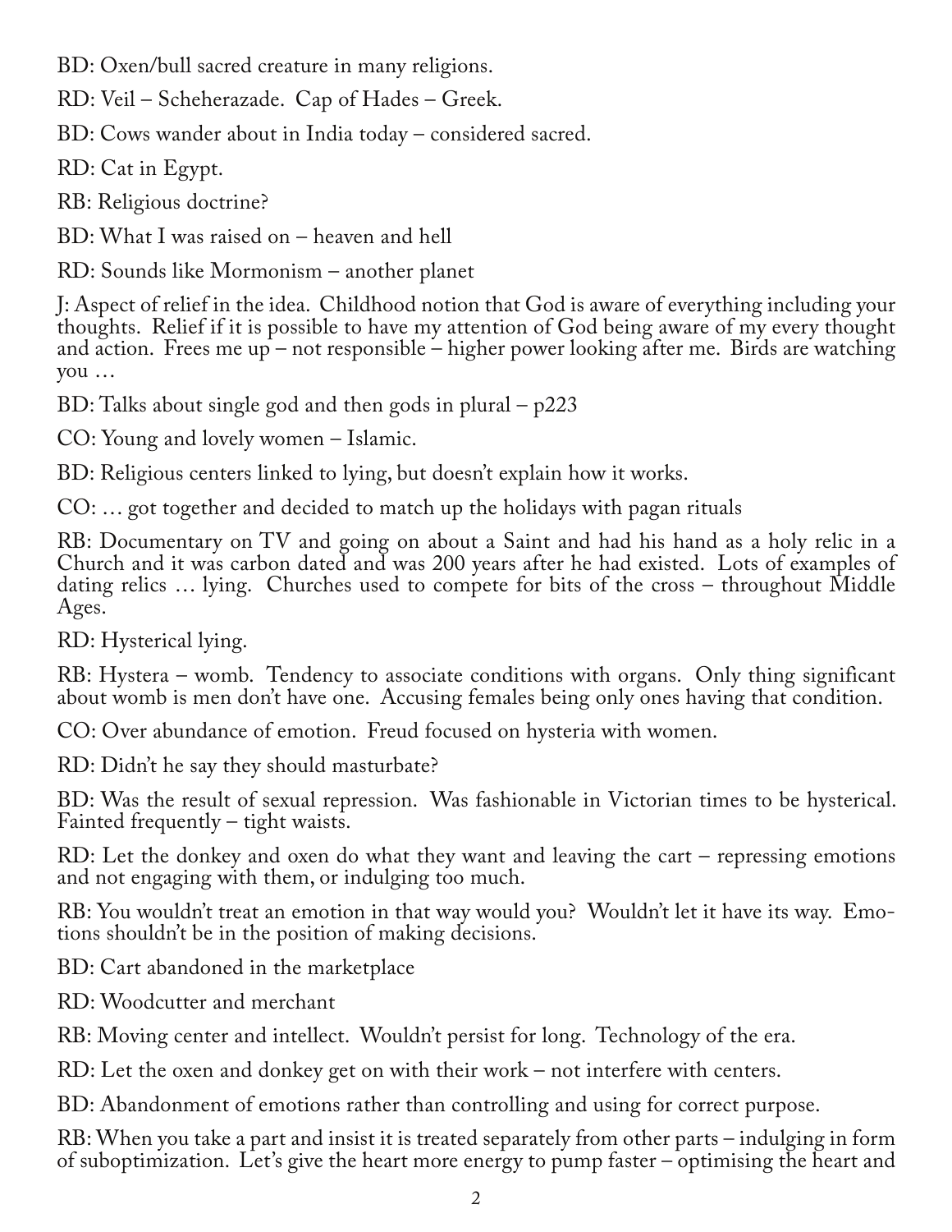BD: Oxen/bull sacred creature in many religions.

RD: Veil – Scheherazade. Cap of Hades – Greek.

BD: Cows wander about in India today – considered sacred.

RD: Cat in Egypt.

RB: Religious doctrine?

BD: What I was raised on – heaven and hell

RD: Sounds like Mormonism – another planet

J: Aspect of relief in the idea. Childhood notion that God is aware of everything including your thoughts. Relief if it is possible to have my attention of God being aware of my every thought and action. Frees me up – not responsible – higher power looking after me. Birds are watching you …

BD: Talks about single god and then gods in plural – p223

CO: Young and lovely women – Islamic.

BD: Religious centers linked to lying, but doesn't explain how it works.

CO: … got together and decided to match up the holidays with pagan rituals

RB: Documentary on TV and going on about a Saint and had his hand as a holy relic in a Church and it was carbon dated and was 200 years after he had existed. Lots of examples of dating relics … lying. Churches used to compete for bits of the cross – throughout Middle Ages.

RD: Hysterical lying.

RB: Hystera – womb. Tendency to associate conditions with organs. Only thing significant about womb is men don't have one. Accusing females being only ones having that condition.

CO: Over abundance of emotion. Freud focused on hysteria with women.

RD: Didn't he say they should masturbate?

BD: Was the result of sexual repression. Was fashionable in Victorian times to be hysterical. Fainted frequently – tight waists.

RD: Let the donkey and oxen do what they want and leaving the cart – repressing emotions and not engaging with them, or indulging too much.

RB: You wouldn't treat an emotion in that way would you? Wouldn't let it have its way. Emotions shouldn't be in the position of making decisions.

BD: Cart abandoned in the marketplace

RD: Woodcutter and merchant

RB: Moving center and intellect. Wouldn't persist for long. Technology of the era.

RD: Let the oxen and donkey get on with their work – not interfere with centers.

BD: Abandonment of emotions rather than controlling and using for correct purpose.

RB: When you take a part and insist it is treated separately from other parts – indulging in form of suboptimization. Let's give the heart more energy to pump faster – optimising the heart and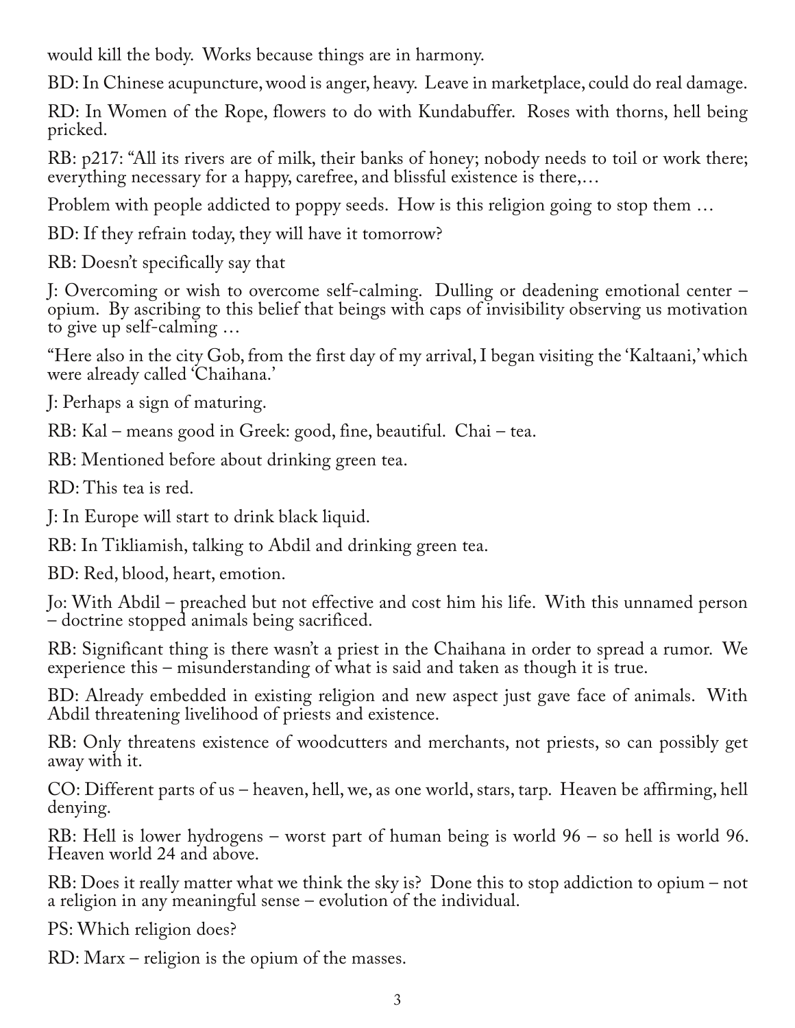would kill the body. Works because things are in harmony.

BD: In Chinese acupuncture, wood is anger, heavy. Leave in marketplace, could do real damage.

RD: In Women of the Rope, flowers to do with Kundabuffer. Roses with thorns, hell being pricked.

RB: p217: "All its rivers are of milk, their banks of honey; nobody needs to toil or work there; everything necessary for a happy, carefree, and blissful existence is there,…

Problem with people addicted to poppy seeds. How is this religion going to stop them …

BD: If they refrain today, they will have it tomorrow?

RB: Doesn't specifically say that

J: Overcoming or wish to overcome self-calming. Dulling or deadening emotional center – opium. By ascribing to this belief that beings with caps of invisibility observing us motivation to give up self-calming …

"Here also in the city Gob, from the first day of my arrival, I began visiting the 'Kaltaani,' which were already called 'Chaihana.'

J: Perhaps a sign of maturing.

RB: Kal – means good in Greek: good, fine, beautiful. Chai – tea.

RB: Mentioned before about drinking green tea.

RD: This tea is red.

J: In Europe will start to drink black liquid.

RB: In Tikliamish, talking to Abdil and drinking green tea.

BD: Red, blood, heart, emotion.

Jo: With Abdil – preached but not effective and cost him his life. With this unnamed person – doctrine stopped animals being sacrificed.

RB: Significant thing is there wasn't a priest in the Chaihana in order to spread a rumor. We experience this – misunderstanding of what is said and taken as though it is true.

BD: Already embedded in existing religion and new aspect just gave face of animals. With Abdil threatening livelihood of priests and existence.

RB: Only threatens existence of woodcutters and merchants, not priests, so can possibly get away with it.

CO: Different parts of us – heaven, hell, we, as one world, stars, tarp. Heaven be affirming, hell denying.

RB: Hell is lower hydrogens – worst part of human being is world 96 – so hell is world 96. Heaven world 24 and above.

RB: Does it really matter what we think the sky is? Done this to stop addiction to opium – not a religion in any meaningful sense – evolution of the individual.

PS: Which religion does?

RD: Marx – religion is the opium of the masses.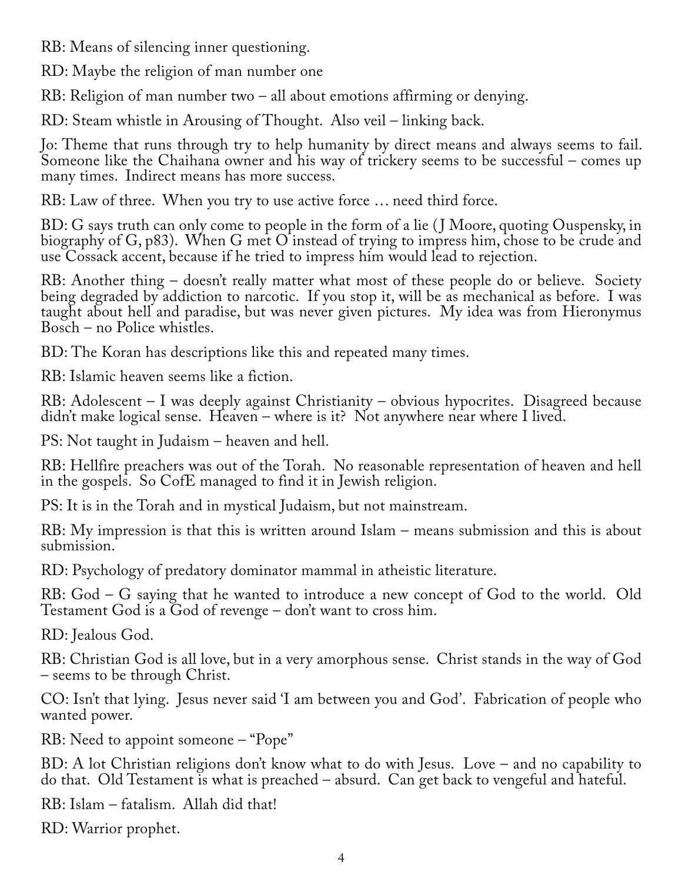RB: Means of silencing inner questioning.

RD: Maybe the religion of man number one

RB: Religion of man number two – all about emotions affirming or denying.

RD: Steam whistle in Arousing of Thought. Also veil – linking back.

Jo: Theme that runs through try to help humanity by direct means and always seems to fail. Someone like the Chaihana owner and his way of trickery seems to be successful – comes up many times. Indirect means has more success.

RB: Law of three. When you try to use active force … need third force.

BD: G says truth can only come to people in the form of a lie (J Moore, quoting Ouspensky, in biography of G, p83). When G met O instead of trying to impress him, chose to be crude and use Cossack accent, because if he tried to impress him would lead to rejection.

RB: Another thing – doesn't really matter what most of these people do or believe. Society being degraded by addiction to narcotic. If you stop it, will be as mechanical as before. I was taught about hell and paradise, but was never given pictures. My idea was from Hieronymus Bosch – no Police whistles.

BD: The Koran has descriptions like this and repeated many times.

RB: Islamic heaven seems like a fiction.

RB: Adolescent – I was deeply against Christianity – obvious hypocrites. Disagreed because didn't make logical sense. Heaven – where is it? Not anywhere near where I lived.

PS: Not taught in Judaism – heaven and hell.

RB: Hellfire preachers was out of the Torah. No reasonable representation of heaven and hell in the gospels. So CofE managed to find it in Jewish religion.

PS: It is in the Torah and in mystical Judaism, but not mainstream.

RB: My impression is that this is written around Islam – means submission and this is about submission.

RD: Psychology of predatory dominator mammal in atheistic literature.

RB: God – G saying that he wanted to introduce a new concept of God to the world. Old Testament God is a God of revenge – don't want to cross him.

RD: Jealous God.

RB: Christian God is all love, but in a very amorphous sense. Christ stands in the way of God – seems to be through Christ.

CO: Isn't that lying. Jesus never said 'I am between you and God'. Fabrication of people who wanted power.

RB: Need to appoint someone – "Pope"

BD: A lot Christian religions don't know what to do with Jesus. Love – and no capability to do that. Old Testament is what is preached – absurd. Can get back to vengeful and hateful.

RB: Islam – fatalism. Allah did that!

RD: Warrior prophet.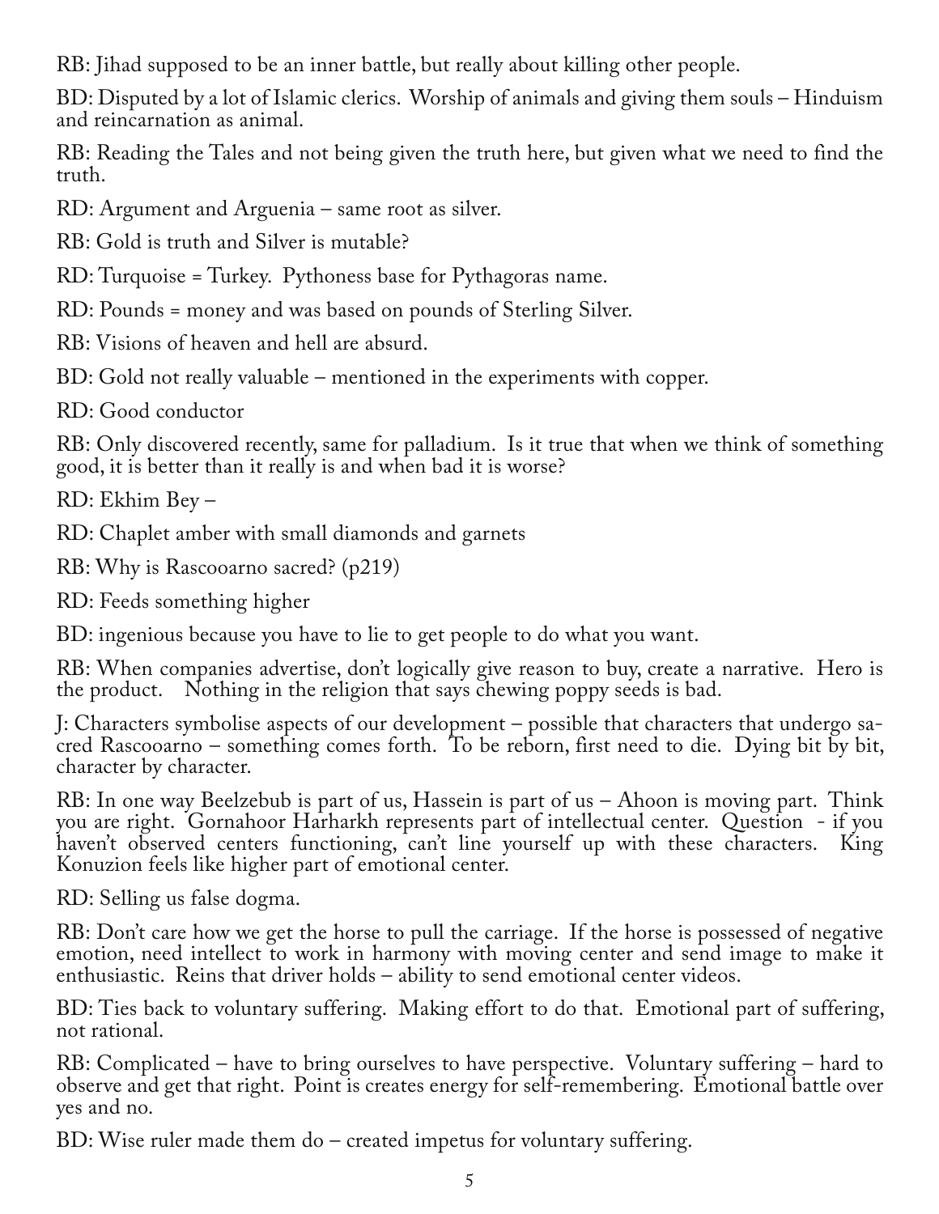RB: Jihad supposed to be an inner battle, but really about killing other people.

BD: Disputed by a lot of Islamic clerics. Worship of animals and giving them souls – Hinduism and reincarnation as animal.

RB: Reading the Tales and not being given the truth here, but given what we need to find the truth.

RD: Argument and Arguenia – same root as silver.

RB: Gold is truth and Silver is mutable?

RD: Turquoise = Turkey. Pythoness base for Pythagoras name.

RD: Pounds = money and was based on pounds of Sterling Silver.

RB: Visions of heaven and hell are absurd.

BD: Gold not really valuable – mentioned in the experiments with copper.

RD: Good conductor

RB: Only discovered recently, same for palladium. Is it true that when we think of something good, it is better than it really is and when bad it is worse?

RD: Ekhim Bey –

RD: Chaplet amber with small diamonds and garnets

RB: Why is Rascooarno sacred? (p219)

RD: Feeds something higher

BD: ingenious because you have to lie to get people to do what you want.

RB: When companies advertise, don't logically give reason to buy, create a narrative. Hero is the product. Nothing in the religion that says chewing poppy seeds is bad.

J: Characters symbolise aspects of our development – possible that characters that undergo sacred Rascooarno – something comes forth. To be reborn, first need to die. Dying bit by bit, character by character.

RB: In one way Beelzebub is part of us, Hassein is part of us – Ahoon is moving part. Think you are right. Gornahoor Harharkh represents part of intellectual center. Question - if you haven't observed centers functioning, can't line yourself up with these characters. King Konuzion feels like higher part of emotional center.

RD: Selling us false dogma.

RB: Don't care how we get the horse to pull the carriage. If the horse is possessed of negative emotion, need intellect to work in harmony with moving center and send image to make it enthusiastic. Reins that driver holds – ability to send emotional center videos.

BD: Ties back to voluntary suffering. Making effort to do that. Emotional part of suffering, not rational.

RB: Complicated – have to bring ourselves to have perspective. Voluntary suffering – hard to observe and get that right. Point is creates energy for self-remembering. Emotional battle over yes and no.

BD: Wise ruler made them do – created impetus for voluntary suffering.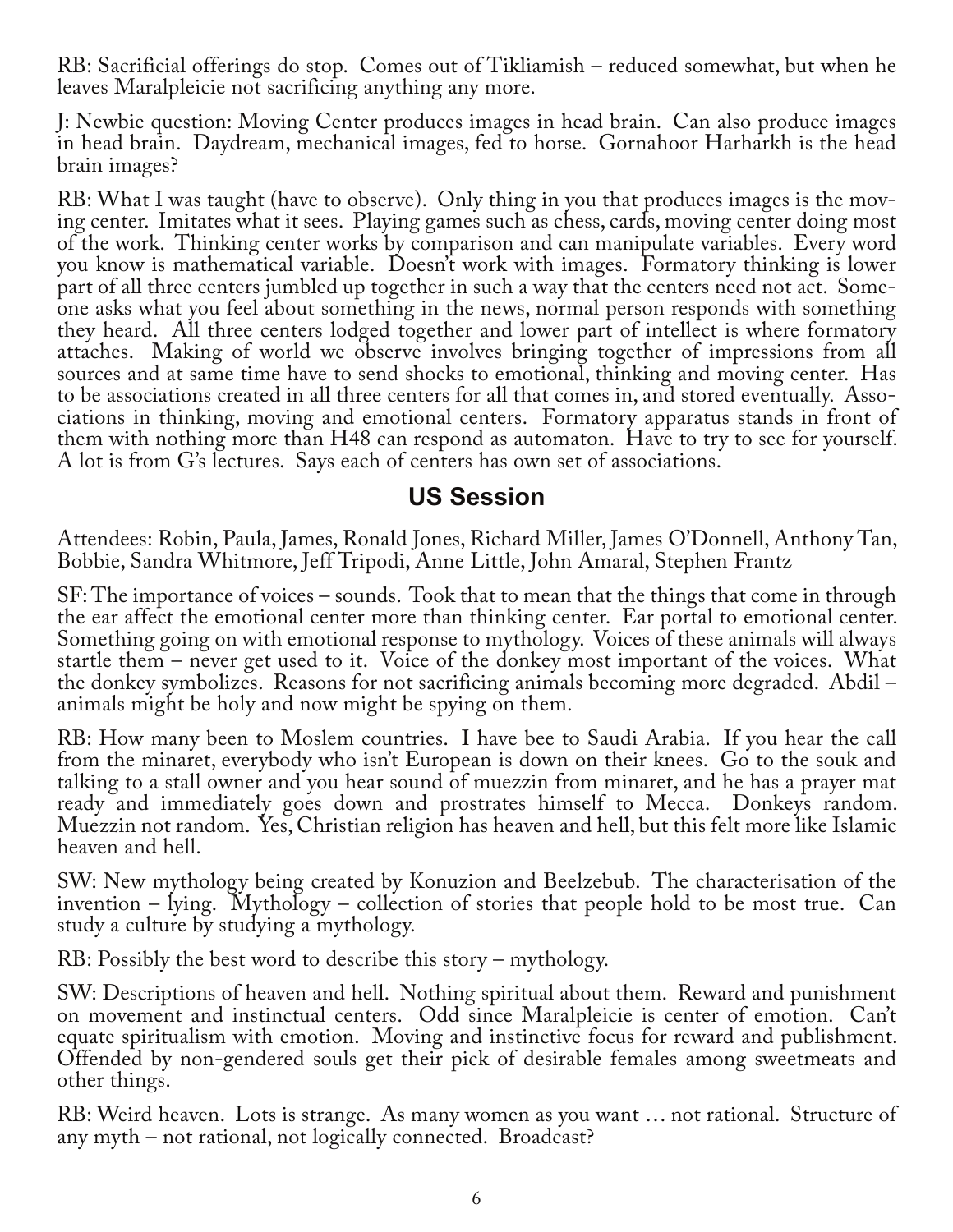RB: Sacrificial offerings do stop. Comes out of Tikliamish – reduced somewhat, but when he leaves Maralpleicie not sacrificing anything any more.

J: Newbie question: Moving Center produces images in head brain. Can also produce images in head brain. Daydream, mechanical images, fed to horse. Gornahoor Harharkh is the head brain images?

RB: What I was taught (have to observe). Only thing in you that produces images is the moving center. Imitates what it sees. Playing games such as chess, cards, moving center doing most of the work. Thinking center works by comparison and can manipulate variables. Every word you know is mathematical variable. Doesn't work with images. Formatory thinking is lower part of all three centers jumbled up together in such a way that the centers need not act. Someone asks what you feel about something in the news, normal person responds with something they heard. All three centers lodged together and lower part of intellect is where formatory attaches. Making of world we observe involves bringing together of impressions from all sources and at same time have to send shocks to emotional, thinking and moving center. Has to be associations created in all three centers for all that comes in, and stored eventually. Associations in thinking, moving and emotional centers. Formatory apparatus stands in front of them with nothing more than H48 can respond as automaton. Have to try to see for yourself. A lot is from G's lectures. Says each of centers has own set of associations.

## US Session

Attendees: Robin, Paula, James, Ronald Jones, Richard Miller, James O'Donnell, Anthony Tan, Bobbie, Sandra Whitmore, Jeff Tripodi, Anne Little, John Amaral, Stephen Frantz

SF: The importance of voices – sounds. Took that to mean that the things that come in through the ear affect the emotional center more than thinking center. Ear portal to emotional center. Something going on with emotional response to mythology. Voices of these animals will always startle them – never get used to it. Voice of the donkey most important of the voices. What the donkey symbolizes. Reasons for not sacrificing animals becoming more degraded. Abdil – animals might be holy and now might be spying on them.

RB: How many been to Moslem countries. I have bee to Saudi Arabia. If you hear the call from the minaret, everybody who isn't European is down on their knees. Go to the souk and talking to a stall owner and you hear sound of muezzin from minaret, and he has a prayer mat ready and immediately goes down and prostrates himself to Mecca. Donkeys random. Muezzin not random. Yes, Christian religion has heaven and hell, but this felt more like Islamic heaven and hell.

SW: New mythology being created by Konuzion and Beelzebub. The characterisation of the invention – lying. Mythology – collection of stories that people hold to be most true. Can study a culture by studying a mythology.

RB: Possibly the best word to describe this story – mythology.

SW: Descriptions of heaven and hell. Nothing spiritual about them. Reward and punishment on movement and instinctual centers. Odd since Maralpleicie is center of emotion. Can't equate spiritualism with emotion. Moving and instinctive focus for reward and publishment. Offended by non-gendered souls get their pick of desirable females among sweetmeats and other things.

RB: Weird heaven. Lots is strange. As many women as you want … not rational. Structure of any myth – not rational, not logically connected. Broadcast?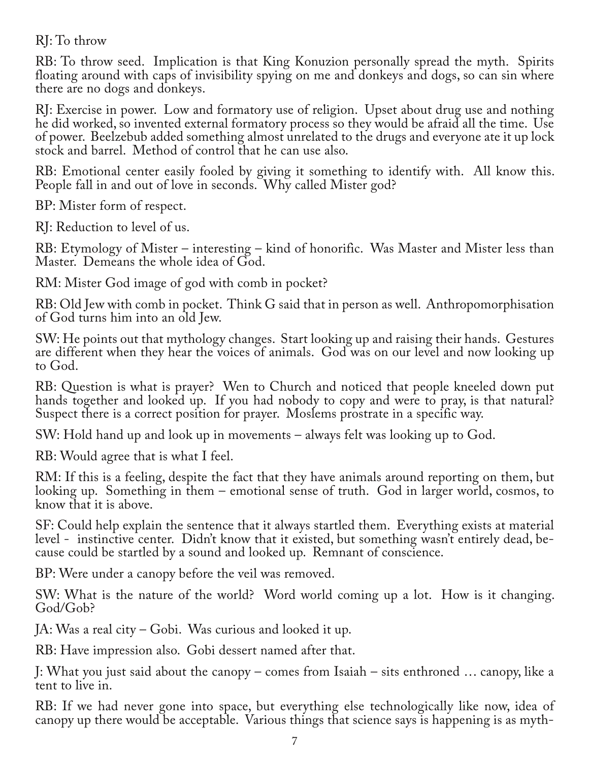RJ: To throw

RB: To throw seed. Implication is that King Konuzion personally spread the myth. Spirits floating around with caps of invisibility spying on me and donkeys and dogs, so can sin where there are no dogs and donkeys.

RJ: Exercise in power. Low and formatory use of religion. Upset about drug use and nothing he did worked, so invented external formatory process so they would be afraid all the time. Use of power. Beelzebub added something almost unrelated to the drugs and everyone ate it up lock stock and barrel. Method of control that he can use also.

RB: Emotional center easily fooled by giving it something to identify with. All know this. People fall in and out of love in seconds. Why called Mister god?

BP: Mister form of respect.

RJ: Reduction to level of us.

RB: Etymology of Mister – interesting – kind of honorific. Was Master and Mister less than Master. Demeans the whole idea of God.

RM: Mister God image of god with comb in pocket?

RB: Old Jew with comb in pocket. Think G said that in person as well. Anthropomorphisation of God turns him into an old Jew.

SW: He points out that mythology changes. Start looking up and raising their hands. Gestures are different when they hear the voices of animals. God was on our level and now looking up to God.

RB: Question is what is prayer? Wen to Church and noticed that people kneeled down put hands together and looked up. If you had nobody to copy and were to pray, is that natural? Suspect there is a correct position for prayer. Moslems prostrate in a specific way.

SW: Hold hand up and look up in movements – always felt was looking up to God.

RB: Would agree that is what I feel.

RM: If this is a feeling, despite the fact that they have animals around reporting on them, but looking up. Something in them – emotional sense of truth. God in larger world, cosmos, to know that it is above.

SF: Could help explain the sentence that it always startled them. Everything exists at material level - instinctive center. Didn't know that it existed, but something wasn't entirely dead, because could be startled by a sound and looked up. Remnant of conscience.

BP: Were under a canopy before the veil was removed.

SW: What is the nature of the world? Word world coming up a lot. How is it changing. God/Gob?

JA: Was a real city – Gobi. Was curious and looked it up.

RB: Have impression also. Gobi dessert named after that.

J: What you just said about the canopy – comes from Isaiah – sits enthroned … canopy, like a tent to live in.

RB: If we had never gone into space, but everything else technologically like now, idea of canopy up there would be acceptable. Various things that science says is happening is as myth-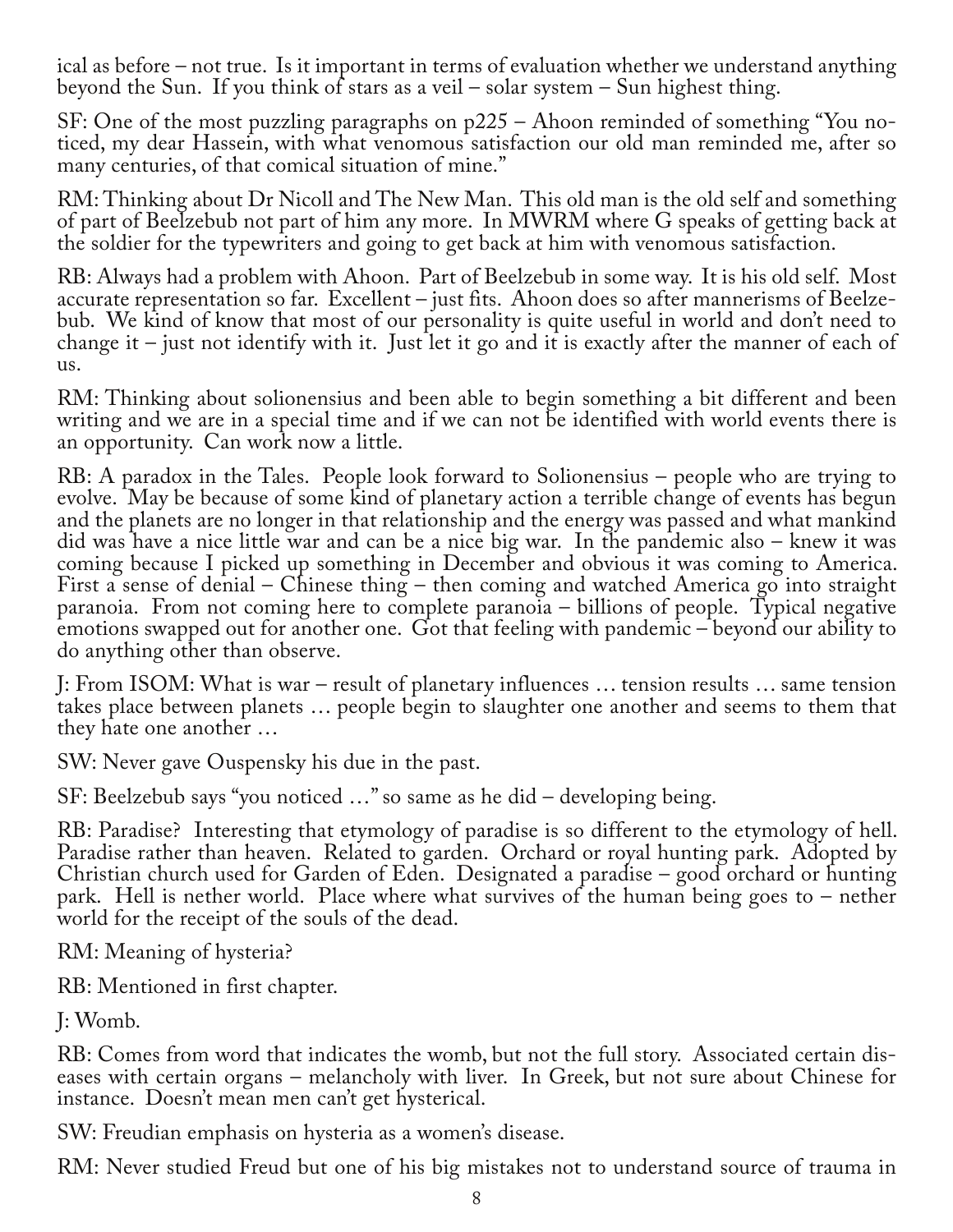ical as before – not true. Is it important in terms of evaluation whether we understand anything beyond the Sun. If you think of stars as a veil – solar system – Sun highest thing.

SF: One of the most puzzling paragraphs on p225 – Ahoon reminded of something "You noticed, my dear Hassein, with what venomous satisfaction our old man reminded me, after so many centuries, of that comical situation of mine."

RM: Thinking about Dr Nicoll and The New Man. This old man is the old self and something of part of Beelzebub not part of him any more. In MWRM where G speaks of getting back at the soldier for the typewriters and going to get back at him with venomous satisfaction.

RB: Always had a problem with Ahoon. Part of Beelzebub in some way. It is his old self. Most accurate representation so far. Excellent – just fits. Ahoon does so after mannerisms of Beelzebub. We kind of know that most of our personality is quite useful in world and don't need to change it – just not identify with it. Just let it go and it is exactly after the manner of each of us.

RM: Thinking about solionensius and been able to begin something a bit different and been writing and we are in a special time and if we can not be identified with world events there is an opportunity. Can work now a little.

RB: A paradox in the Tales. People look forward to Solionensius – people who are trying to evolve. May be because of some kind of planetary action a terrible change of events has begun and the planets are no longer in that relationship and the energy was passed and what mankind did was have a nice little war and can be a nice big war. In the pandemic also – knew it was coming because I picked up something in December and obvious it was coming to America. First a sense of denial – Chinese thing – then coming and watched America go into straight paranoia. From not coming here to complete paranoia – billions of people. Typical negative emotions swapped out for another one. Got that feeling with pandemic – beyond our ability to do anything other than observe.

J: From ISOM: What is war – result of planetary influences … tension results … same tension takes place between planets … people begin to slaughter one another and seems to them that they hate one another …

SW: Never gave Ouspensky his due in the past.

SF: Beelzebub says "you noticed …" so same as he did – developing being.

RB: Paradise? Interesting that etymology of paradise is so different to the etymology of hell. Paradise rather than heaven. Related to garden. Orchard or royal hunting park. Adopted by Christian church used for Garden of Eden. Designated a paradise – good orchard or hunting park. Hell is nether world. Place where what survives of the human being goes to – nether world for the receipt of the souls of the dead.

RM: Meaning of hysteria?

RB: Mentioned in first chapter.

J: Womb.

RB: Comes from word that indicates the womb, but not the full story. Associated certain diseases with certain organs – melancholy with liver. In Greek, but not sure about Chinese for instance. Doesn't mean men can't get hysterical.

SW: Freudian emphasis on hysteria as a women's disease.

RM: Never studied Freud but one of his big mistakes not to understand source of trauma in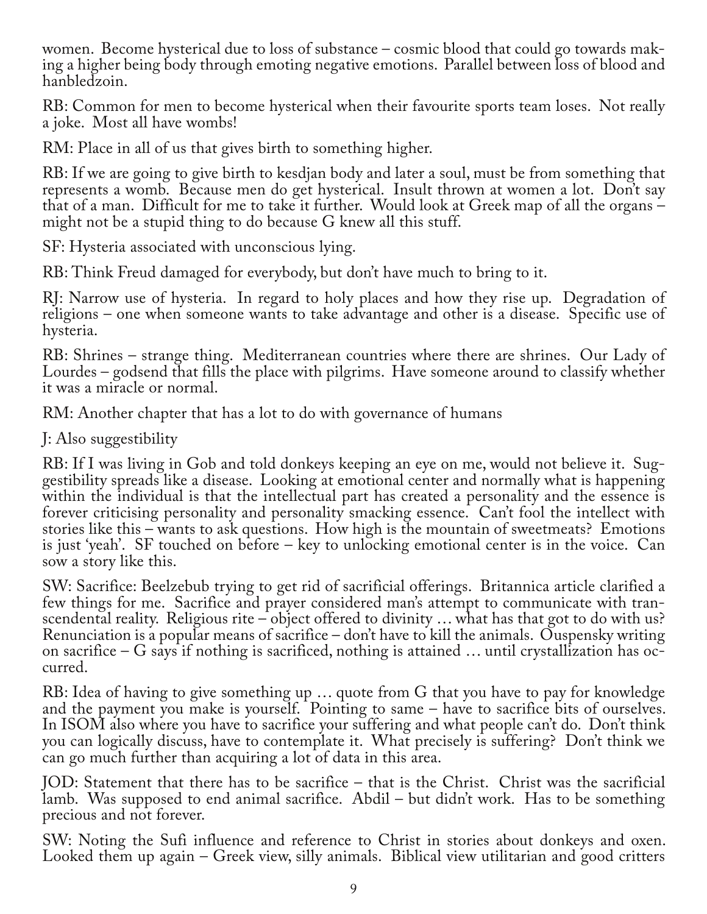women. Become hysterical due to loss of substance – cosmic blood that could go towards making a higher being body through emoting negative emotions. Parallel between loss of blood and hanbledzoin.

RB: Common for men to become hysterical when their favourite sports team loses. Not really a joke. Most all have wombs!

RM: Place in all of us that gives birth to something higher.

RB: If we are going to give birth to kesdjan body and later a soul, must be from something that represents a womb. Because men do get hysterical. Insult thrown at women a lot. Don't say that of a man. Difficult for me to take it further. Would look at Greek map of all the organs – might not be a stupid thing to do because G knew all this stuff.

SF: Hysteria associated with unconscious lying.

RB: Think Freud damaged for everybody, but don't have much to bring to it.

RJ: Narrow use of hysteria. In regard to holy places and how they rise up. Degradation of religions – one when someone wants to take advantage and other is a disease. Specific use of hysteria.

RB: Shrines – strange thing. Mediterranean countries where there are shrines. Our Lady of Lourdes – godsend that fills the place with pilgrims. Have someone around to classify whether it was a miracle or normal.

RM: Another chapter that has a lot to do with governance of humans

J: Also suggestibility

RB: If I was living in Gob and told donkeys keeping an eye on me, would not believe it. Suggestibility spreads like a disease. Looking at emotional center and normally what is happening within the individual is that the intellectual part has created a personality and the essence is forever criticising personality and personality smacking essence. Can't fool the intellect with stories like this – wants to ask questions. How high is the mountain of sweetmeats? Emotions is just 'yeah'. SF touched on before – key to unlocking emotional center is in the voice. Can sow a story like this.

SW: Sacrifice: Beelzebub trying to get rid of sacrificial offerings. Britannica article clarified a few things for me. Sacrifice and prayer considered man's attempt to communicate with transcendental reality. Religious rite – object offered to divinity … what has that got to do with us? Renunciation is a popular means of sacrifice – don't have to kill the animals. Ouspensky writing on sacrifice – G says if nothing is sacrificed, nothing is attained … until crystallization has occurred.

RB: Idea of having to give something up … quote from G that you have to pay for knowledge and the payment you make is yourself. Pointing to same – have to sacrifice bits of ourselves. In ISOM also where you have to sacrifice your suffering and what people can't do. Don't think you can logically discuss, have to contemplate it. What precisely is suffering? Don't think we can go much further than acquiring a lot of data in this area.

JOD: Statement that there has to be sacrifice – that is the Christ. Christ was the sacrificial lamb. Was supposed to end animal sacrifice. Abdil – but didn't work. Has to be something precious and not forever.

SW: Noting the Sufi influence and reference to Christ in stories about donkeys and oxen. Looked them up again – Greek view, silly animals. Biblical view utilitarian and good critters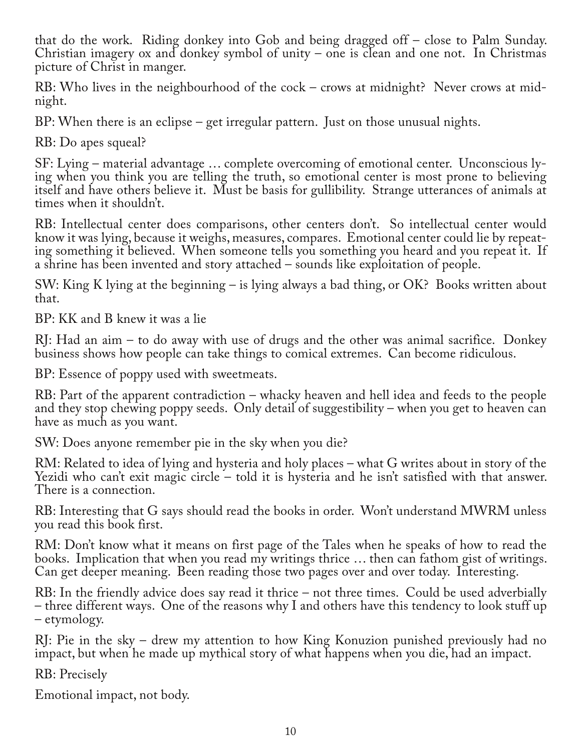that do the work. Riding donkey into Gob and being dragged off – close to Palm Sunday. Christian imagery ox and donkey symbol of unity – one is clean and one not. In Christmas picture of Christ in manger.

RB: Who lives in the neighbourhood of the cock – crows at midnight? Never crows at midnight.

BP: When there is an eclipse – get irregular pattern. Just on those unusual nights.

RB: Do apes squeal?

SF: Lying – material advantage … complete overcoming of emotional center. Unconscious lying when you think you are telling the truth, so emotional center is most prone to believing itself and have others believe it. Must be basis for gullibility. Strange utterances of animals at times when it shouldn't.

RB: Intellectual center does comparisons, other centers don't. So intellectual center would know it was lying, because it weighs, measures, compares. Emotional center could lie by repeating something it believed. When someone tells you something you heard and you repeat it. If a shrine has been invented and story attached – sounds like exploitation of people.

SW: King K lying at the beginning – is lying always a bad thing, or OK? Books written about that.

BP: KK and B knew it was a lie

RJ: Had an aim – to do away with use of drugs and the other was animal sacrifice. Donkey business shows how people can take things to comical extremes. Can become ridiculous.

BP: Essence of poppy used with sweetmeats.

RB: Part of the apparent contradiction – whacky heaven and hell idea and feeds to the people and they stop chewing poppy seeds. Only detail of suggestibility – when you get to heaven can have as much as you want.

SW: Does anyone remember pie in the sky when you die?

RM: Related to idea of lying and hysteria and holy places – what G writes about in story of the Yezidi who can't exit magic circle – told it is hysteria and he isn't satisfied with that answer. There is a connection.

RB: Interesting that G says should read the books in order. Won't understand MWRM unless you read this book first.

RM: Don't know what it means on first page of the Tales when he speaks of how to read the books. Implication that when you read my writings thrice … then can fathom gist of writings. Can get deeper meaning. Been reading those two pages over and over today. Interesting.

RB: In the friendly advice does say read it thrice – not three times. Could be used adverbially – three different ways. One of the reasons why I and others have this tendency to look stuff up – etymology.

RJ: Pie in the sky – drew my attention to how King Konuzion punished previously had no impact, but when he made up mythical story of what happens when you die, had an impact.

RB: Precisely

Emotional impact, not body.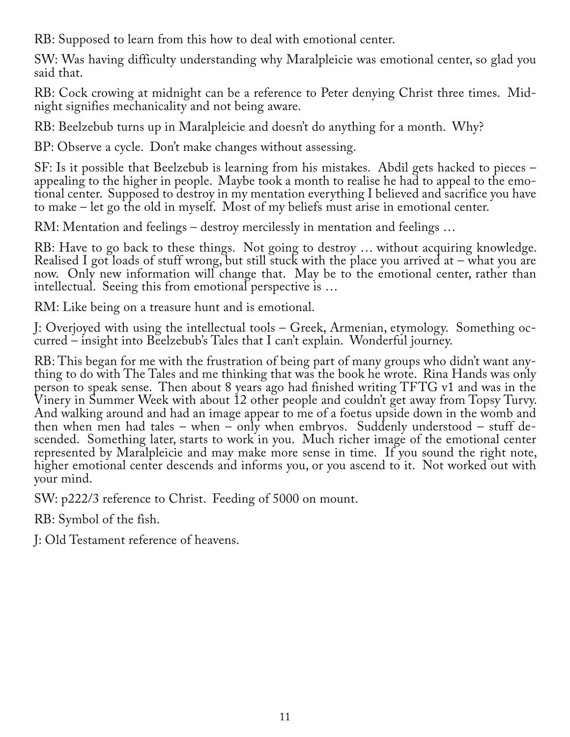RB: Supposed to learn from this how to deal with emotional center.

SW: Was having difficulty understanding why Maralpleicie was emotional center, so glad you said that.

RB: Cock crowing at midnight can be a reference to Peter denying Christ three times. Midnight signifies mechanicality and not being aware.

RB: Beelzebub turns up in Maralpleicie and doesn't do anything for a month. Why?

BP: Observe a cycle. Don't make changes without assessing.

SF: Is it possible that Beelzebub is learning from his mistakes. Abdil gets hacked to pieces – appealing to the higher in people. Maybe took a month to realise he had to appeal to the emotional center. Supposed to destroy in my mentation everything I believed and sacrifice you have to make – let go the old in myself. Most of my beliefs must arise in emotional center.

RM: Mentation and feelings – destroy mercilessly in mentation and feelings …

RB: Have to go back to these things. Not going to destroy … without acquiring knowledge. Realised I got loads of stuff wrong, but still stuck with the place you arrived at – what you are now. Only new information will change that. May be to the emotional center, rather than intellectual. Seeing this from emotional perspective is …

RM: Like being on a treasure hunt and is emotional.

J: Overjoyed with using the intellectual tools – Greek, Armenian, etymology. Something occurred – insight into Beelzebub's Tales that I can't explain. Wonderful journey.

RB: This began for me with the frustration of being part of many groups who didn't want anything to do with The Tales and me thinking that was the book he wrote. Rina Hands was only person to speak sense. Then about 8 years ago had finished writing TFTG v1 and was in the Vinery in Summer Week with about 12 other people and couldn't get away from Topsy Turvy. And walking around and had an image appear to me of a foetus upside down in the womb and then when men had tales – when – only when embryos. Suddenly understood – stuff descended. Something later, starts to work in you. Much richer image of the emotional center represented by Maralpleicie and may make more sense in time. If you sound the right note, higher emotional center descends and informs you, or you ascend to it. Not worked out with your mind.

SW: p222/3 reference to Christ. Feeding of 5000 on mount.

RB: Symbol of the fish.

J: Old Testament reference of heavens.